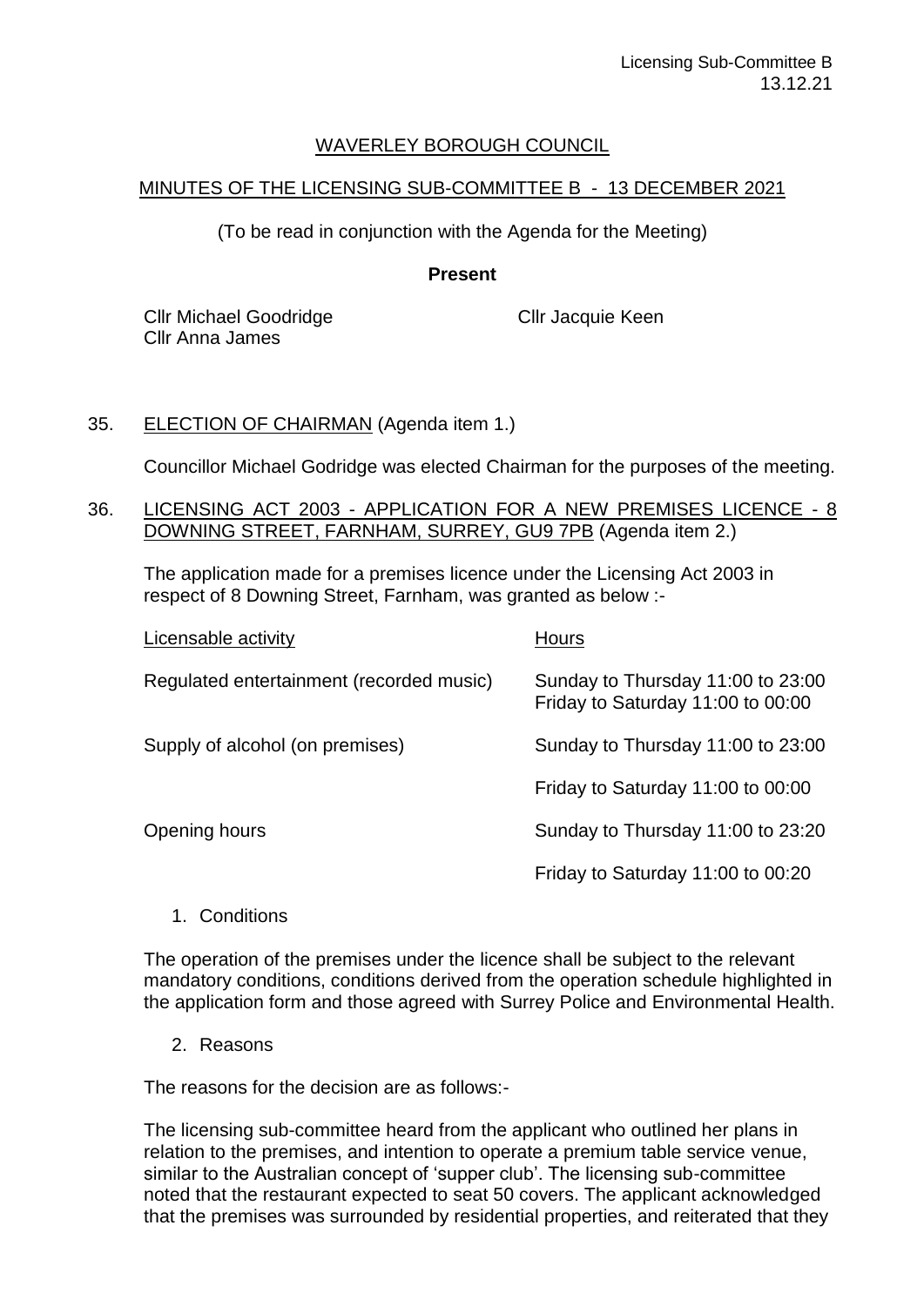# WAVERLEY BOROUGH COUNCIL

## MINUTES OF THE LICENSING SUB-COMMITTEE B - 13 DECEMBER 2021

(To be read in conjunction with the Agenda for the Meeting)

**Present**

Cllr Michael Goodridge
Cllr Jacquie Keen
Cllr Anna James

35. ELECTION OF CHAIRMAN (Agenda item 1.)

Councillor Michael Godridge was elected Chairman for the purposes of the meeting.

36. LICENSING ACT 2003 - APPLICATION FOR A NEW PREMISES LICENCE - 8 DOWNING STREET, FARNHAM, SURREY, GU9 7PB (Agenda item 2.)

The application made for a premises licence under the Licensing Act 2003 in respect of 8 Downing Street, Farnham, was granted as below :-

| Licensable activity | Hours |
|---|---|
| Regulated entertainment (recorded music) | Sunday to Thursday 11:00 to 23:00<br>Friday to Saturday 11:00 to 00:00 |
| Supply of alcohol (on premises) | Sunday to Thursday 11:00 to 23:00 |
| | Friday to Saturday 11:00 to 00:00 |
| Opening hours | Sunday to Thursday 11:00 to 23:20 |
| | Friday to Saturday 11:00 to 00:20 |

1. Conditions

The operation of the premises under the licence shall be subject to the relevant mandatory conditions, conditions derived from the operation schedule highlighted in the application form and those agreed with Surrey Police and Environmental Health.

2. Reasons

The reasons for the decision are as follows:-

The licensing sub-committee heard from the applicant who outlined her plans in relation to the premises, and intention to operate a premium table service venue, similar to the Australian concept of 'supper club'. The licensing sub-committee noted that the restaurant expected to seat 50 covers. The applicant acknowledged that the premises was surrounded by residential properties, and reiterated that they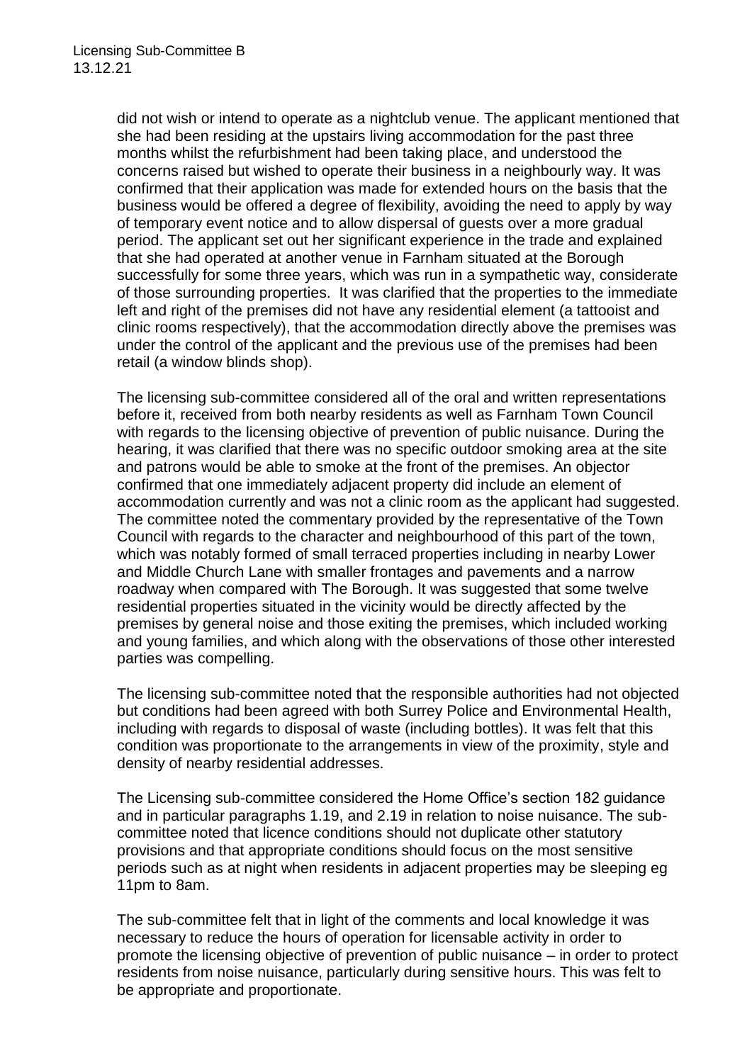did not wish or intend to operate as a nightclub venue. The applicant mentioned that she had been residing at the upstairs living accommodation for the past three months whilst the refurbishment had been taking place, and understood the concerns raised but wished to operate their business in a neighbourly way. It was confirmed that their application was made for extended hours on the basis that the business would be offered a degree of flexibility, avoiding the need to apply by way of temporary event notice and to allow dispersal of guests over a more gradual period. The applicant set out her significant experience in the trade and explained that she had operated at another venue in Farnham situated at the Borough successfully for some three years, which was run in a sympathetic way, considerate of those surrounding properties. It was clarified that the properties to the immediate left and right of the premises did not have any residential element (a tattooist and clinic rooms respectively), that the accommodation directly above the premises was under the control of the applicant and the previous use of the premises had been retail (a window blinds shop).

The licensing sub-committee considered all of the oral and written representations before it, received from both nearby residents as well as Farnham Town Council with regards to the licensing objective of prevention of public nuisance. During the hearing, it was clarified that there was no specific outdoor smoking area at the site and patrons would be able to smoke at the front of the premises. An objector confirmed that one immediately adjacent property did include an element of accommodation currently and was not a clinic room as the applicant had suggested. The committee noted the commentary provided by the representative of the Town Council with regards to the character and neighbourhood of this part of the town, which was notably formed of small terraced properties including in nearby Lower and Middle Church Lane with smaller frontages and pavements and a narrow roadway when compared with The Borough. It was suggested that some twelve residential properties situated in the vicinity would be directly affected by the premises by general noise and those exiting the premises, which included working and young families, and which along with the observations of those other interested parties was compelling.

The licensing sub-committee noted that the responsible authorities had not objected but conditions had been agreed with both Surrey Police and Environmental Health, including with regards to disposal of waste (including bottles). It was felt that this condition was proportionate to the arrangements in view of the proximity, style and density of nearby residential addresses.

The Licensing sub-committee considered the Home Office's section 182 guidance and in particular paragraphs 1.19, and 2.19 in relation to noise nuisance. The sub-committee noted that licence conditions should not duplicate other statutory provisions and that appropriate conditions should focus on the most sensitive periods such as at night when residents in adjacent properties may be sleeping eg 11pm to 8am.

The sub-committee felt that in light of the comments and local knowledge it was necessary to reduce the hours of operation for licensable activity in order to promote the licensing objective of prevention of public nuisance – in order to protect residents from noise nuisance, particularly during sensitive hours. This was felt to be appropriate and proportionate.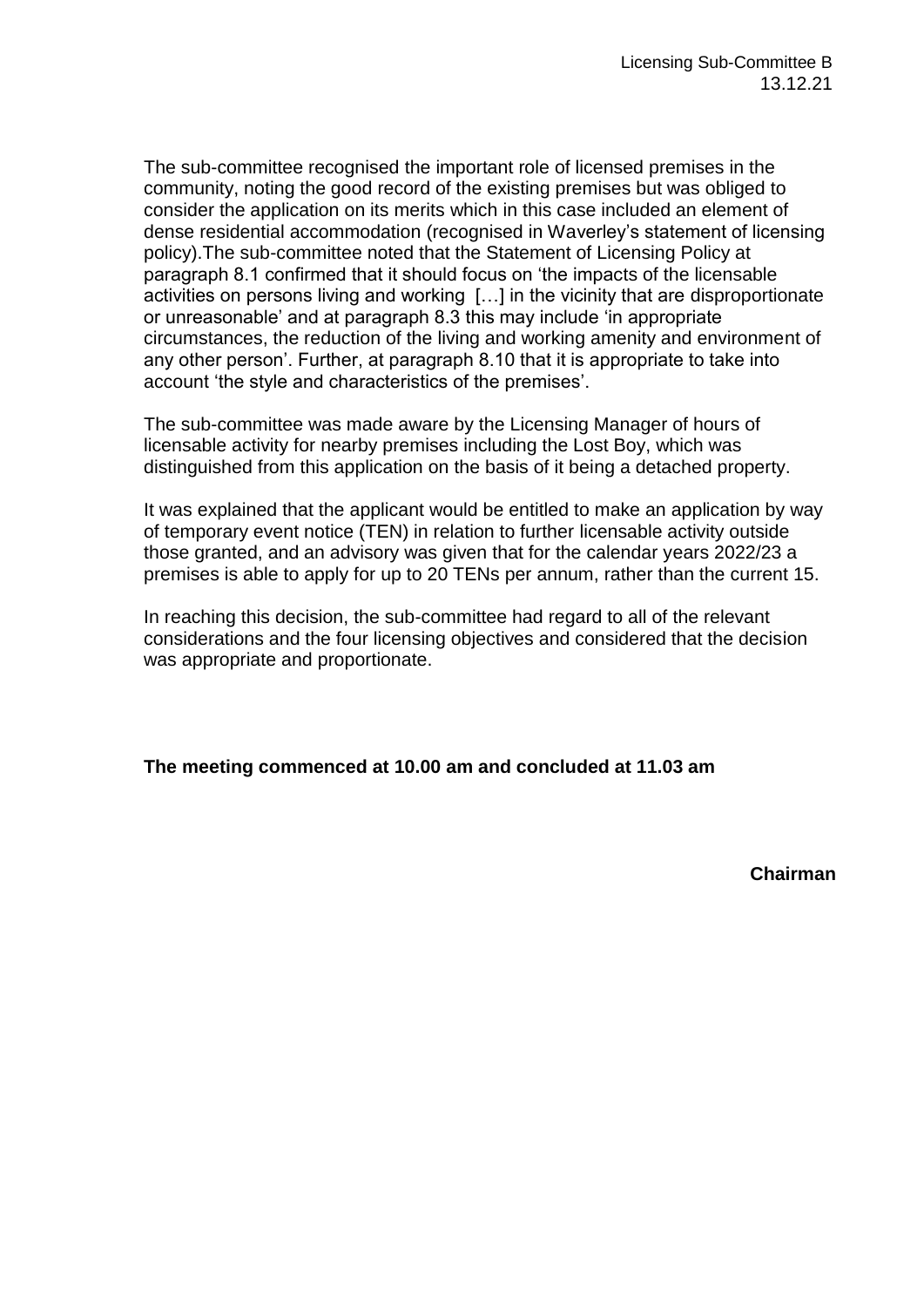The sub-committee recognised the important role of licensed premises in the community, noting the good record of the existing premises but was obliged to consider the application on its merits which in this case included an element of dense residential accommodation (recognised in Waverley's statement of licensing policy).The sub-committee noted that the Statement of Licensing Policy at paragraph 8.1 confirmed that it should focus on 'the impacts of the licensable activities on persons living and working […] in the vicinity that are disproportionate or unreasonable' and at paragraph 8.3 this may include 'in appropriate circumstances, the reduction of the living and working amenity and environment of any other person'. Further, at paragraph 8.10 that it is appropriate to take into account 'the style and characteristics of the premises'.

The sub-committee was made aware by the Licensing Manager of hours of licensable activity for nearby premises including the Lost Boy, which was distinguished from this application on the basis of it being a detached property.

It was explained that the applicant would be entitled to make an application by way of temporary event notice (TEN) in relation to further licensable activity outside those granted, and an advisory was given that for the calendar years 2022/23 a premises is able to apply for up to 20 TENs per annum, rather than the current 15.

In reaching this decision, the sub-committee had regard to all of the relevant considerations and the four licensing objectives and considered that the decision was appropriate and proportionate.

**The meeting commenced at 10.00 am and concluded at 11.03 am**

**Chairman**